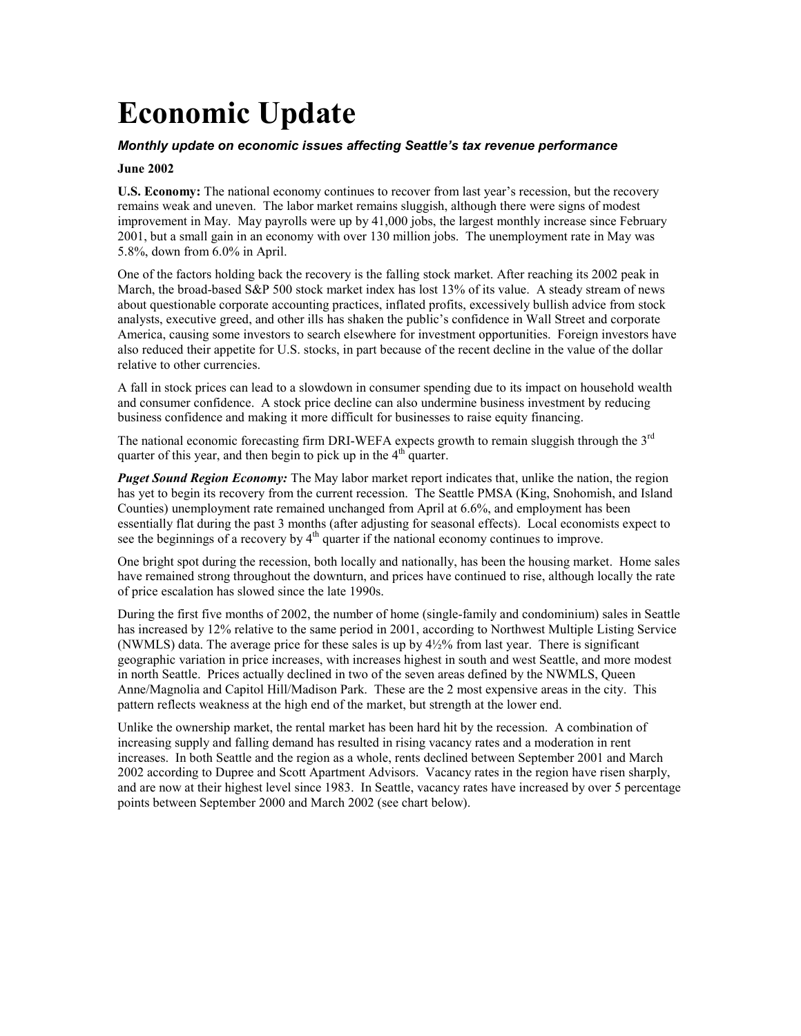# Economic Update

***Monthly update on economic issues affecting Seattle's tax revenue performance***

**June 2002**

**U.S. Economy:** The national economy continues to recover from last year's recession, but the recovery remains weak and uneven. The labor market remains sluggish, although there were signs of modest improvement in May. May payrolls were up by 41,000 jobs, the largest monthly increase since February 2001, but a small gain in an economy with over 130 million jobs. The unemployment rate in May was 5.8%, down from 6.0% in April.

One of the factors holding back the recovery is the falling stock market. After reaching its 2002 peak in March, the broad-based S&P 500 stock market index has lost 13% of its value. A steady stream of news about questionable corporate accounting practices, inflated profits, excessively bullish advice from stock analysts, executive greed, and other ills has shaken the public's confidence in Wall Street and corporate America, causing some investors to search elsewhere for investment opportunities. Foreign investors have also reduced their appetite for U.S. stocks, in part because of the recent decline in the value of the dollar relative to other currencies.

A fall in stock prices can lead to a slowdown in consumer spending due to its impact on household wealth and consumer confidence. A stock price decline can also undermine business investment by reducing business confidence and making it more difficult for businesses to raise equity financing.

The national economic forecasting firm DRI-WEFA expects growth to remain sluggish through the 3rd quarter of this year, and then begin to pick up in the 4th quarter.

***Puget Sound Region Economy:*** The May labor market report indicates that, unlike the nation, the region has yet to begin its recovery from the current recession. The Seattle PMSA (King, Snohomish, and Island Counties) unemployment rate remained unchanged from April at 6.6%, and employment has been essentially flat during the past 3 months (after adjusting for seasonal effects). Local economists expect to see the beginnings of a recovery by 4th quarter if the national economy continues to improve.

One bright spot during the recession, both locally and nationally, has been the housing market. Home sales have remained strong throughout the downturn, and prices have continued to rise, although locally the rate of price escalation has slowed since the late 1990s.

During the first five months of 2002, the number of home (single-family and condominium) sales in Seattle has increased by 12% relative to the same period in 2001, according to Northwest Multiple Listing Service (NWMLS) data. The average price for these sales is up by 4½% from last year. There is significant geographic variation in price increases, with increases highest in south and west Seattle, and more modest in north Seattle. Prices actually declined in two of the seven areas defined by the NWMLS, Queen Anne/Magnolia and Capitol Hill/Madison Park. These are the 2 most expensive areas in the city. This pattern reflects weakness at the high end of the market, but strength at the lower end.

Unlike the ownership market, the rental market has been hard hit by the recession. A combination of increasing supply and falling demand has resulted in rising vacancy rates and a moderation in rent increases. In both Seattle and the region as a whole, rents declined between September 2001 and March 2002 according to Dupree and Scott Apartment Advisors. Vacancy rates in the region have risen sharply, and are now at their highest level since 1983. In Seattle, vacancy rates have increased by over 5 percentage points between September 2000 and March 2002 (see chart below).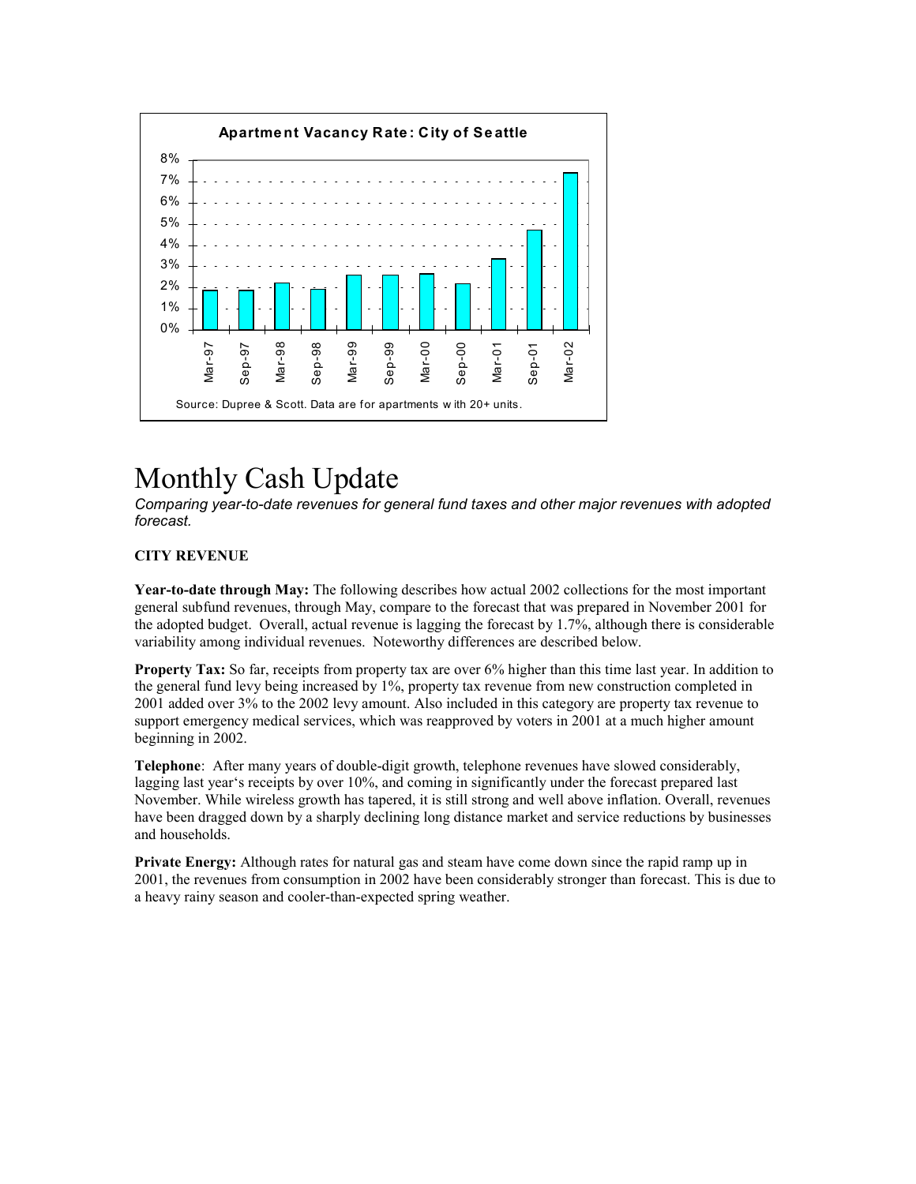**Apartment Vacancy Rate: City of Seattle**

| Period | Vacancy Rate |
|---|---|
| Mar-97 | ~1.9% |
| Sep-97 | ~1.9% |
| Mar-98 | ~2.2% |
| Sep-98 | ~1.9% |
| Mar-99 | ~2.6% |
| Sep-99 | ~2.6% |
| Mar-00 | ~2.7% |
| Sep-00 | ~2.2% |
| Mar-01 | ~3.4% |
| Sep-01 | ~4.7% |
| Mar-02 | ~7.4% |

Source: Dupree & Scott. Data are for apartments with 20+ units.

# Monthly Cash Update

*Comparing year-to-date revenues for general fund taxes and other major revenues with adopted forecast.*

**CITY REVENUE**

**Year-to-date through May:** The following describes how actual 2002 collections for the most important general subfund revenues, through May, compare to the forecast that was prepared in November 2001 for the adopted budget. Overall, actual revenue is lagging the forecast by 1.7%, although there is considerable variability among individual revenues. Noteworthy differences are described below.

**Property Tax:** So far, receipts from property tax are over 6% higher than this time last year. In addition to the general fund levy being increased by 1%, property tax revenue from new construction completed in 2001 added over 3% to the 2002 levy amount. Also included in this category are property tax revenue to support emergency medical services, which was reapproved by voters in 2001 at a much higher amount beginning in 2002.

**Telephone**: After many years of double-digit growth, telephone revenues have slowed considerably, lagging last year's receipts by over 10%, and coming in significantly under the forecast prepared last November. While wireless growth has tapered, it is still strong and well above inflation. Overall, revenues have been dragged down by a sharply declining long distance market and service reductions by businesses and households.

**Private Energy:** Although rates for natural gas and steam have come down since the rapid ramp up in 2001, the revenues from consumption in 2002 have been considerably stronger than forecast. This is due to a heavy rainy season and cooler-than-expected spring weather.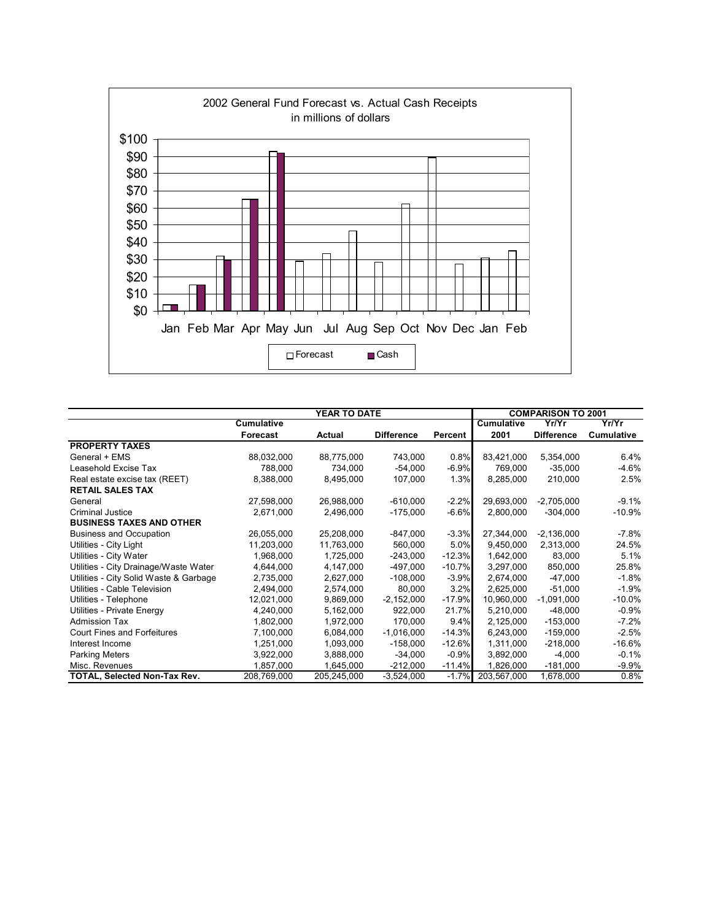2002 General Fund Forecast vs. Actual Cash Receipts
in millions of dollars

$100
$90
$80
$70
$60
$50
$40
$30
$20
$10
$0

Jan Feb Mar Apr May Jun Jul Aug Sep Oct Nov Dec Jan Feb

Forecast
Cash

| | YEAR TO DATE | | | | COMPARISON TO 2001 | | |
|---|---|---|---|---|---|---|---|
| | Cumulative Forecast | Actual | Difference | Percent | Cumulative 2001 | Yr/Yr Difference | Yr/Yr Cumulative |
| **PROPERTY TAXES** | | | | | | | |
| General + EMS | 88,032,000 | 88,775,000 | 743,000 | 0.8% | 83,421,000 | 5,354,000 | 6.4% |
| Leasehold Excise Tax | 788,000 | 734,000 | -54,000 | -6.9% | 769,000 | -35,000 | -4.6% |
| Real estate excise tax (REET) | 8,388,000 | 8,495,000 | 107,000 | 1.3% | 8,285,000 | 210,000 | 2.5% |
| **RETAIL SALES TAX** | | | | | | | |
| General | 27,598,000 | 26,988,000 | -610,000 | -2.2% | 29,693,000 | -2,705,000 | -9.1% |
| Criminal Justice | 2,671,000 | 2,496,000 | -175,000 | -6.6% | 2,800,000 | -304,000 | -10.9% |
| **BUSINESS TAXES AND OTHER** | | | | | | | |
| Business and Occupation | 26,055,000 | 25,208,000 | -847,000 | -3.3% | 27,344,000 | -2,136,000 | -7.8% |
| Utilities - City Light | 11,203,000 | 11,763,000 | 560,000 | 5.0% | 9,450,000 | 2,313,000 | 24.5% |
| Utilities - City Water | 1,968,000 | 1,725,000 | -243,000 | -12.3% | 1,642,000 | 83,000 | 5.1% |
| Utilities - City Drainage/Waste Water | 4,644,000 | 4,147,000 | -497,000 | -10.7% | 3,297,000 | 850,000 | 25.8% |
| Utilities - City Solid Waste & Garbage | 2,735,000 | 2,627,000 | -108,000 | -3.9% | 2,674,000 | -47,000 | -1.8% |
| Utilities - Cable Television | 2,494,000 | 2,574,000 | 80,000 | 3.2% | 2,625,000 | -51,000 | -1.9% |
| Utilities - Telephone | 12,021,000 | 9,869,000 | -2,152,000 | -17.9% | 10,960,000 | -1,091,000 | -10.0% |
| Utilities - Private Energy | 4,240,000 | 5,162,000 | 922,000 | 21.7% | 5,210,000 | -48,000 | -0.9% |
| Admission Tax | 1,802,000 | 1,972,000 | 170,000 | 9.4% | 2,125,000 | -153,000 | -7.2% |
| Court Fines and Forfeitures | 7,100,000 | 6,084,000 | -1,016,000 | -14.3% | 6,243,000 | -159,000 | -2.5% |
| Interest Income | 1,251,000 | 1,093,000 | -158,000 | -12.6% | 1,311,000 | -218,000 | -16.6% |
| Parking Meters | 3,922,000 | 3,888,000 | -34,000 | -0.9% | 3,892,000 | -4,000 | -0.1% |
| Misc. Revenues | 1,857,000 | 1,645,000 | -212,000 | -11.4% | 1,826,000 | -181,000 | -9.9% |
| **TOTAL, Selected Non-Tax Rev.** | 208,769,000 | 205,245,000 | -3,524,000 | -1.7% | 203,567,000 | 1,678,000 | 0.8% |